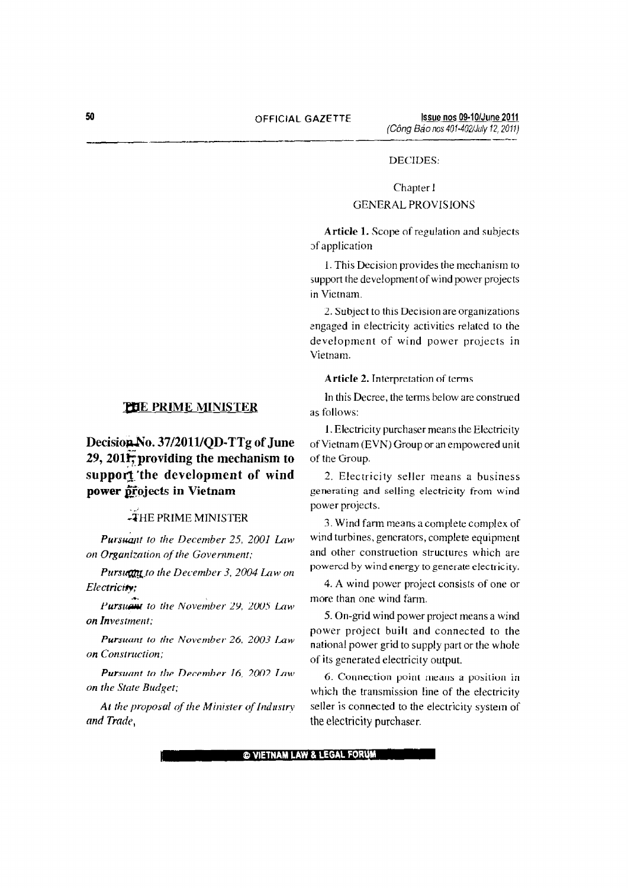# THE PRIME MINISTER

## Decision No. 37/2011/QD-TTg of June 29, 2011, providing the mechanism to support the development of wind power projects in Vietnam

THE PRIME MINISTER

*Pursuant to the December 25, 2001 Law on Organization of the Government;*

*Pursuant to the December 3, 2004 Law on Electricity;*

*Pursuant to the November 29, 2005 Law on Investment;*

*Pursuant to the November 26, 2003 Law on Construction;*

*Pursuant to the December 16, 2002 Law on the State Budget;*

*At the proposal of the Minister of Industry and Trade,*

DECIDES:

### Chapter I
### GENERAL PROVISIONS

**Article 1.** Scope of regulation and subjects of application

1. This Decision provides the mechanism to support the development of wind power projects in Vietnam.

2. Subject to this Decision are organizations engaged in electricity activities related to the development of wind power projects in Vietnam.

**Article 2.** Interpretation of terms

In this Decree, the terms below are construed as follows:

1. Electricity purchaser means the Electricity of Vietnam (EVN) Group or an empowered unit of the Group.

2. Electricity seller means a business generating and selling electricity from wind power projects.

3. Wind farm means a complete complex of wind turbines, generators, complete equipment and other construction structures which are powered by wind energy to generate electricity.

4. A wind power project consists of one or more than one wind farm.

5. On-grid wind power project means a wind power project built and connected to the national power grid to supply part or the whole of its generated electricity output.

6. Connection point means a position in which the transmission line of the electricity seller is connected to the electricity system of the electricity purchaser.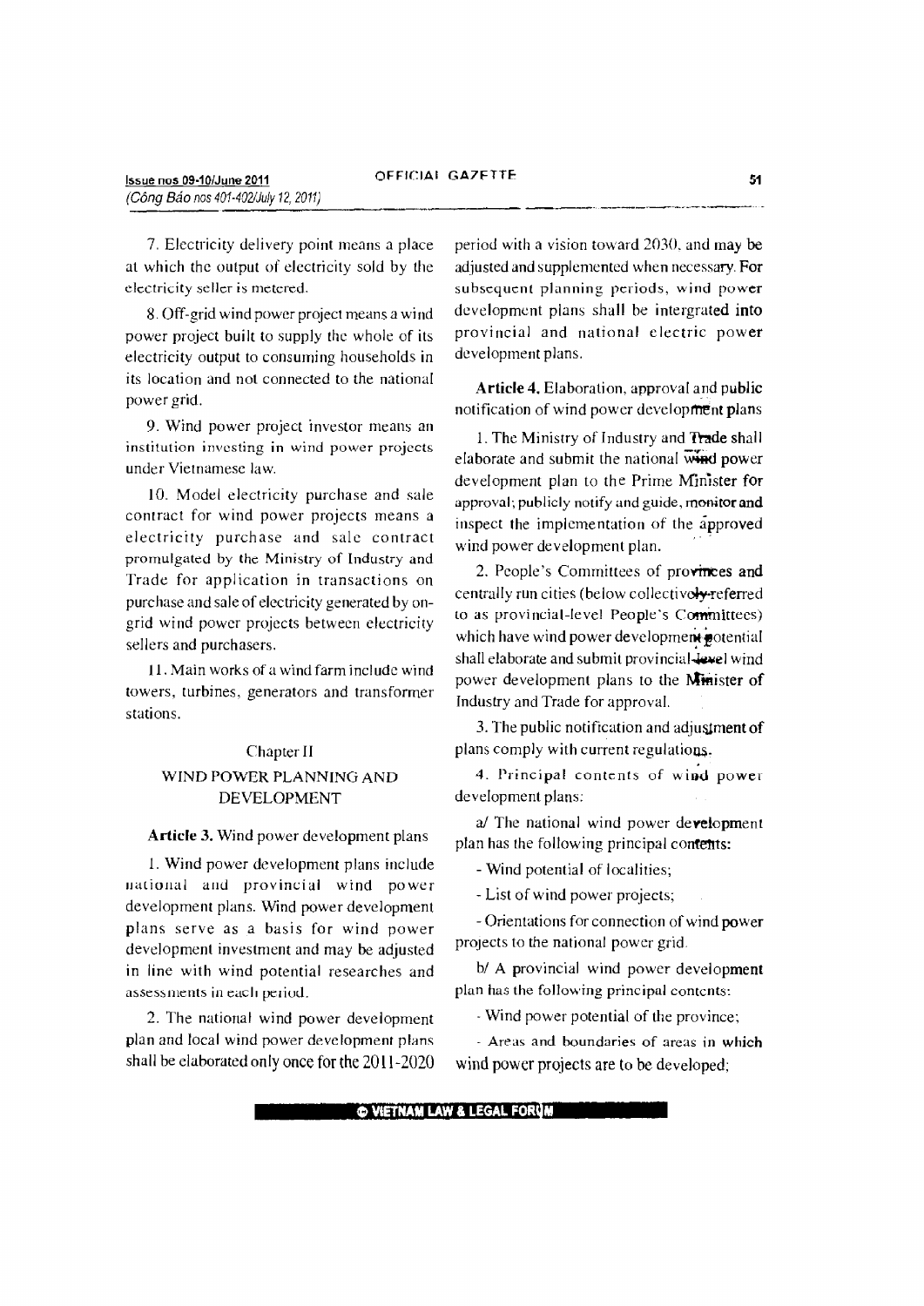7. Electricity delivery point means a place at which the output of electricity sold by the electricity seller is metered.

8. Off-grid wind power project means a wind power project built to supply the whole of its electricity output to consuming households in its location and not connected to the national power grid.

9. Wind power project investor means an institution investing in wind power projects under Vietnamese law.

10. Model electricity purchase and sale contract for wind power projects means a electricity purchase and sale contract promulgated by the Ministry of Industry and Trade for application in transactions on purchase and sale of electricity generated by on-grid wind power projects between electricity sellers and purchasers.

11. Main works of a wind farm include wind towers, turbines, generators and transformer stations.

## Chapter II
## WIND POWER PLANNING AND DEVELOPMENT

**Article 3.** Wind power development plans

1. Wind power development plans include national and provincial wind power development plans. Wind power development plans serve as a basis for wind power development investment and may be adjusted in line with wind potential researches and assessments in each period.

2. The national wind power development plan and local wind power development plans shall be elaborated only once for the 2011-2020 period with a vision toward 2030, and may be adjusted and supplemented when necessary. For subsequent planning periods, wind power development plans shall be intergrated into provincial and national electric power development plans.

**Article 4.** Elaboration, approval and public notification of wind power development plans

1. The Ministry of Industry and Trade shall elaborate and submit the national wind power development plan to the Prime Minister for approval; publicly notify and guide, monitor and inspect the implementation of the approved wind power development plan.

2. People's Committees of provinces and centrally run cities (below collectively referred to as provincial-level People's Committees) which have wind power development potential shall elaborate and submit provincial-level wind power development plans to the Minister of Industry and Trade for approval.

3. The public notification and adjustment of plans comply with current regulations.

4. Principal contents of wind power development plans:

a/ The national wind power development plan has the following principal contents:

- Wind potential of localities;

- List of wind power projects;

- Orientations for connection of wind power projects to the national power grid.

b/ A provincial wind power development plan has the following principal contents:

- Wind power potential of the province;

- Areas and boundaries of areas in which wind power projects are to be developed;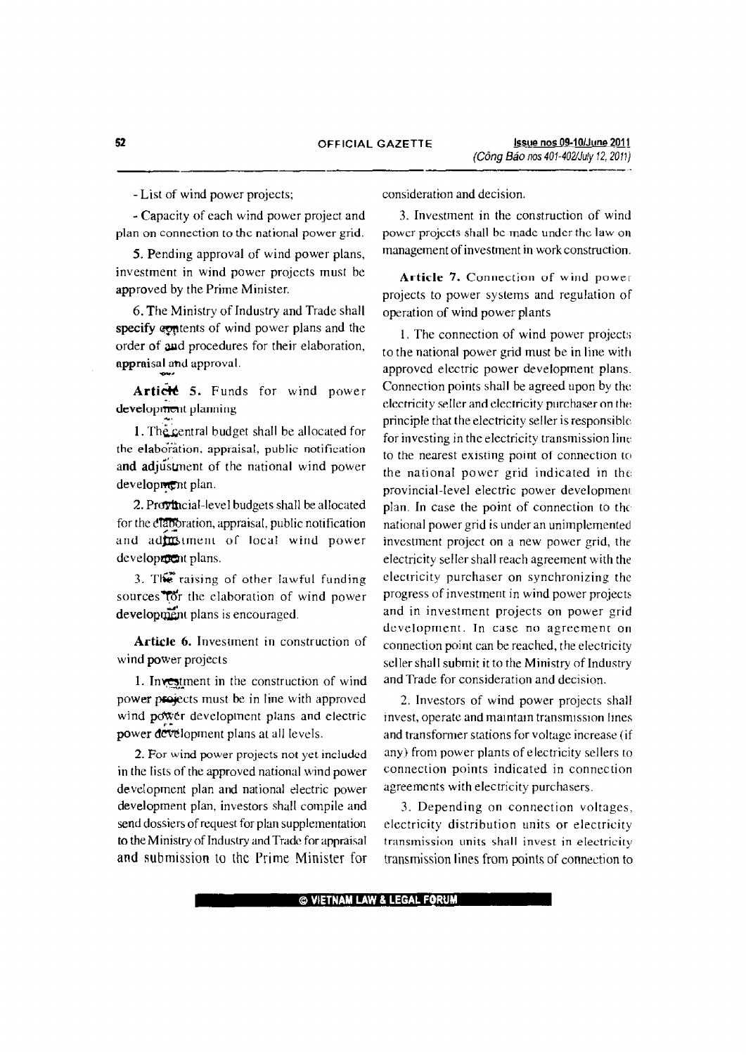- List of wind power projects;

- Capacity of each wind power project and plan on connection to the national power grid.

5. Pending approval of wind power plans, investment in wind power projects must be approved by the Prime Minister.

6. The Ministry of Industry and Trade shall specify contents of wind power plans and the order of and procedures for their elaboration, appraisal and approval.

**Article 5.** Funds for wind power development planning

1. The central budget shall be allocated for the elaboration, appraisal, public notification and adjustment of the national wind power development plan.

2. Provincial-level budgets shall be allocated for the elaboration, appraisal, public notification and adjustment of local wind power development plans.

3. The raising of other lawful funding sources for the elaboration of wind power development plans is encouraged.

**Article 6.** Investment in construction of wind power projects

1. Investment in the construction of wind power projects must be in line with approved wind power development plans and electric power development plans at all levels.

2. For wind power projects not yet included in the lists of the approved national wind power development plan and national electric power development plan, investors shall compile and send dossiers of request for plan supplementation to the Ministry of Industry and Trade for appraisal and submission to the Prime Minister for consideration and decision.

3. Investment in the construction of wind power projects shall be made under the law on management of investment in work construction.

**Article 7.** Connection of wind power projects to power systems and regulation of operation of wind power plants

1. The connection of wind power projects to the national power grid must be in line with approved electric power development plans. Connection points shall be agreed upon by the electricity seller and electricity purchaser on the principle that the electricity seller is responsible for investing in the electricity transmission line to the nearest existing point of connection to the national power grid indicated in the provincial-level electric power development plan. In case the point of connection to the national power grid is under an unimplemented investment project on a new power grid, the electricity seller shall reach agreement with the electricity purchaser on synchronizing the progress of investment in wind power projects and in investment projects on power grid development. In case no agreement on connection point can be reached, the electricity seller shall submit it to the Ministry of Industry and Trade for consideration and decision.

2. Investors of wind power projects shall invest, operate and maintain transmission lines and transformer stations for voltage increase (if any) from power plants of electricity sellers to connection points indicated in connection agreements with electricity purchasers.

3. Depending on connection voltages, electricity distribution units or electricity transmission units shall invest in electricity transmission lines from points of connection to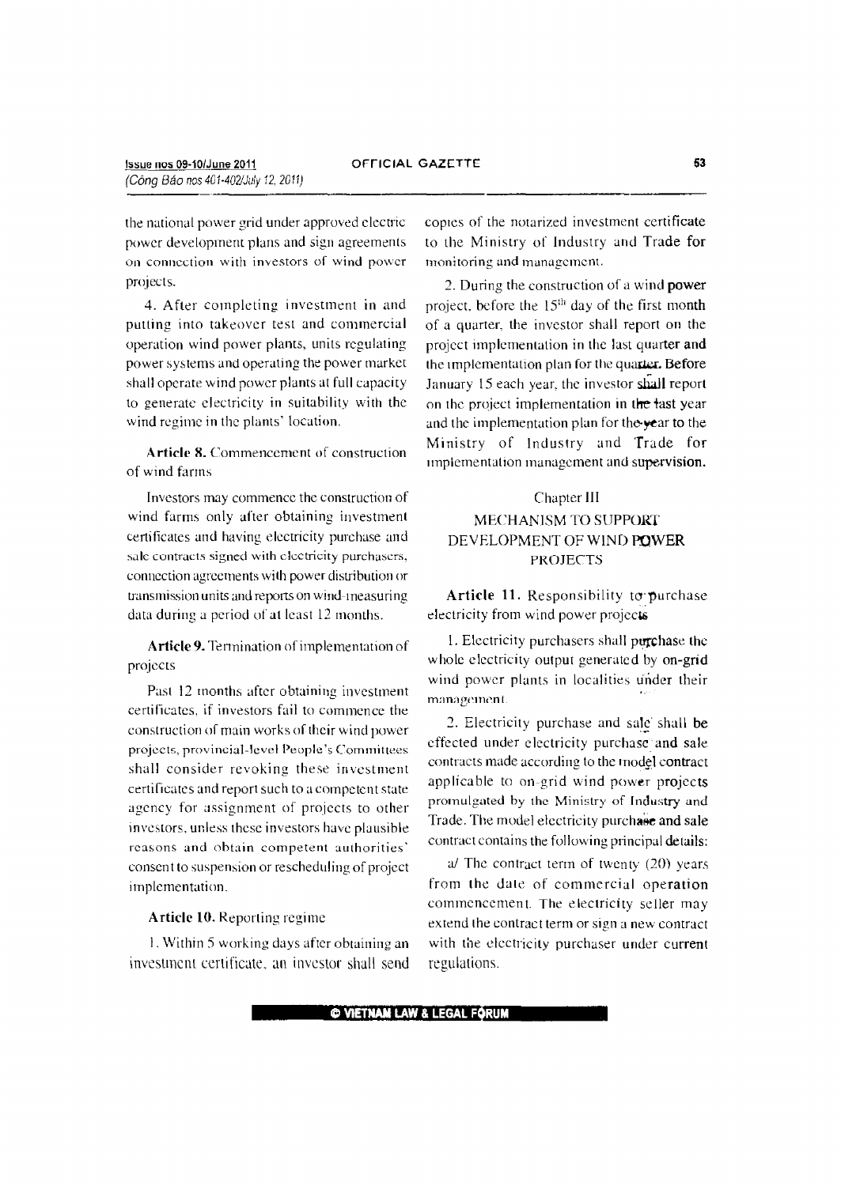the national power grid under approved electric power development plans and sign agreements on connection with investors of wind power projects.

4. After completing investment in and putting into takeover test and commercial operation wind power plants, units regulating power systems and operating the power market shall operate wind power plants at full capacity to generate electricity in suitability with the wind regime in the plants' location.

**Article 8.** Commencement of construction of wind farms

Investors may commence the construction of wind farms only after obtaining investment certificates and having electricity purchase and sale contracts signed with electricity purchasers, connection agreements with power distribution or transmission units and reports on wind-measuring data during a period of at least 12 months.

**Article 9.** Termination of implementation of projects

Past 12 months after obtaining investment certificates, if investors fail to commence the construction of main works of their wind power projects, provincial-level People's Committees shall consider revoking these investment certificates and report such to a competent state agency for assignment of projects to other investors, unless these investors have plausible reasons and obtain competent authorities' consent to suspension or rescheduling of project implementation.

**Article 10.** Reporting regime

1. Within 5 working days after obtaining an investment certificate, an investor shall send copies of the notarized investment certificate to the Ministry of Industry and Trade for monitoring and management.

2. During the construction of a wind power project, before the 15th day of the first month of a quarter, the investor shall report on the project implementation in the last quarter and the implementation plan for the quarter. Before January 15 each year, the investor shall report on the project implementation in the last year and the implementation plan for the year to the Ministry of Industry and Trade for implementation management and supervision.

## Chapter III
## MECHANISM TO SUPPORT DEVELOPMENT OF WIND POWER PROJECTS

**Article 11.** Responsibility to purchase electricity from wind power projects

1. Electricity purchasers shall purchase the whole electricity output generated by on-grid wind power plants in localities under their management.

2. Electricity purchase and sale shall be effected under electricity purchase and sale contracts made according to the model contract applicable to on-grid wind power projects promulgated by the Ministry of Industry and Trade. The model electricity purchase and sale contract contains the following principal details:

a/ The contract term of twenty (20) years from the date of commercial operation commencement. The electricity seller may extend the contract term or sign a new contract with the electricity purchaser under current regulations.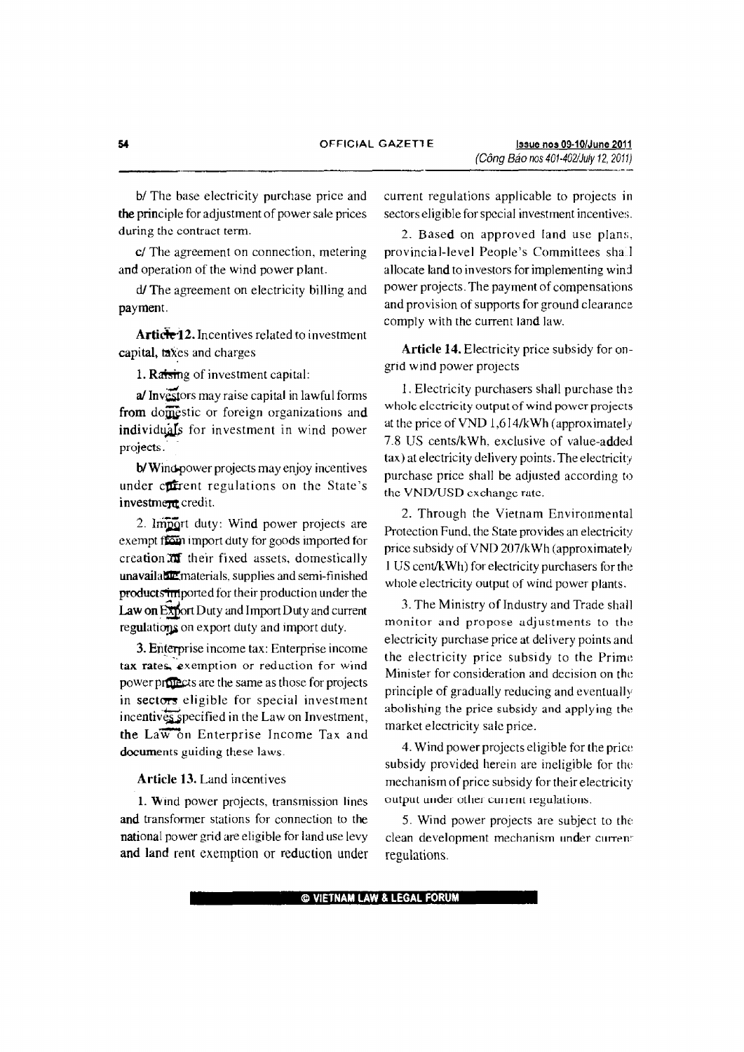b/ The base electricity purchase price and the principle for adjustment of power sale prices during the contract term.

c/ The agreement on connection, metering and operation of the wind power plant.

d/ The agreement on electricity billing and payment.

**Article 12.** Incentives related to investment capital, taxes and charges

1. Raising of investment capital:

a/ Investors may raise capital in lawful forms from domestic or foreign organizations and individuals for investment in wind power projects.

b/ Wind-power projects may enjoy incentives under current regulations on the State's investment credit.

2. Import duty: Wind power projects are exempt from import duty for goods imported for creation of their fixed assets, domestically unavailable materials, supplies and semi-finished products imported for their production under the Law on Export Duty and Import Duty and current regulations on export duty and import duty.

3. Enterprise income tax: Enterprise income tax rates, exemption or reduction for wind power projects are the same as those for projects in sectors eligible for special investment incentives specified in the Law on Investment, the Law on Enterprise Income Tax and documents guiding these laws.

**Article 13.** Land incentives

1. Wind power projects, transmission lines and transformer stations for connection to the national power grid are eligible for land use levy and land rent exemption or reduction under current regulations applicable to projects in sectors eligible for special investment incentives.

2. Based on approved land use plans, provincial-level People's Committees shall allocate land to investors for implementing wind power projects. The payment of compensations and provision of supports for ground clearance comply with the current land law.

**Article 14.** Electricity price subsidy for on-grid wind power projects

1. Electricity purchasers shall purchase the whole electricity output of wind power projects at the price of VND 1,614/kWh (approximately 7.8 US cents/kWh, exclusive of value-added tax) at electricity delivery points. The electricity purchase price shall be adjusted according to the VND/USD exchange rate.

2. Through the Vietnam Environmental Protection Fund, the State provides an electricity price subsidy of VND 207/kWh (approximately 1 US cent/kWh) for electricity purchasers for the whole electricity output of wind power plants.

3. The Ministry of Industry and Trade shall monitor and propose adjustments to the electricity purchase price at delivery points and the electricity price subsidy to the Prime Minister for consideration and decision on the principle of gradually reducing and eventually abolishing the price subsidy and applying the market electricity sale price.

4. Wind power projects eligible for the price subsidy provided herein are ineligible for the mechanism of price subsidy for their electricity output under other current regulations.

5. Wind power projects are subject to the clean development mechanism under current regulations.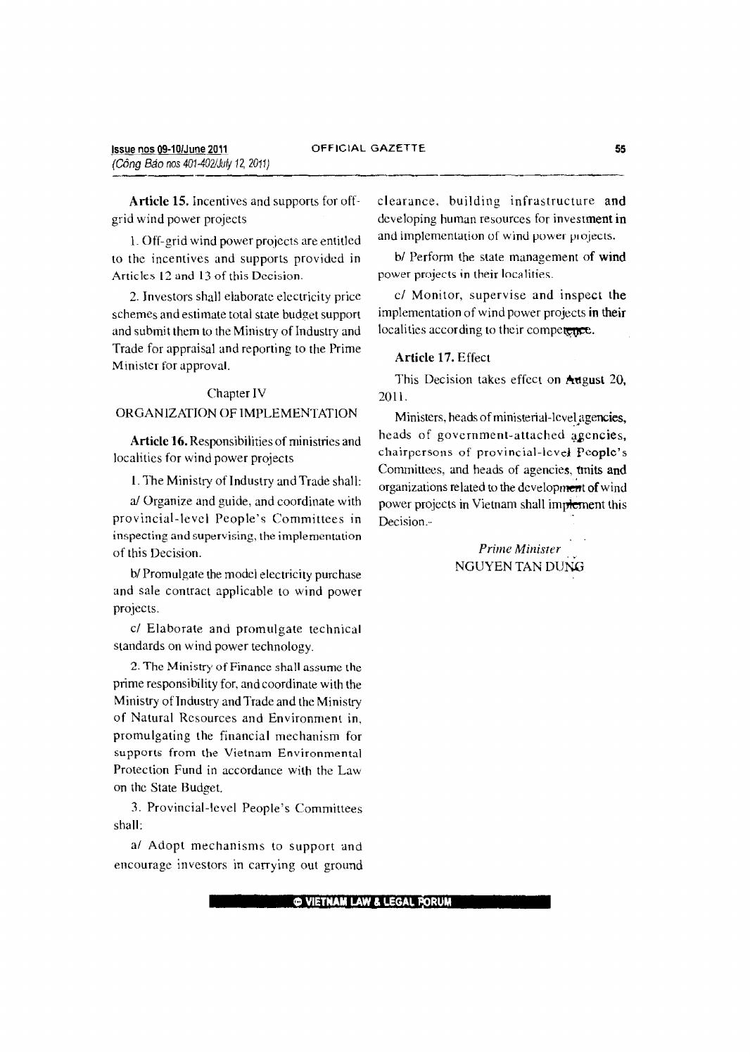**Article 15.** Incentives and supports for off-grid wind power projects

1. Off-grid wind power projects are entitled to the incentives and supports provided in Articles 12 and 13 of this Decision.

2. Investors shall elaborate electricity price schemes and estimate total state budget support and submit them to the Ministry of Industry and Trade for appraisal and reporting to the Prime Minister for approval.

## Chapter IV
## ORGANIZATION OF IMPLEMENTATION

**Article 16.** Responsibilities of ministries and localities for wind power projects

1. The Ministry of Industry and Trade shall:

a/ Organize and guide, and coordinate with provincial-level People's Committees in inspecting and supervising, the implementation of this Decision.

b/ Promulgate the model electricity purchase and sale contract applicable to wind power projects.

c/ Elaborate and promulgate technical standards on wind power technology.

2. The Ministry of Finance shall assume the prime responsibility for, and coordinate with the Ministry of Industry and Trade and the Ministry of Natural Resources and Environment in, promulgating the financial mechanism for supports from the Vietnam Environmental Protection Fund in accordance with the Law on the State Budget.

3. Provincial-level People's Committees shall:

a/ Adopt mechanisms to support and encourage investors in carrying out ground clearance, building infrastructure and developing human resources for investment in and implementation of wind power projects.

b/ Perform the state management of wind power projects in their localities.

c/ Monitor, supervise and inspect the implementation of wind power projects in their localities according to their competence.

**Article 17.** Effect

This Decision takes effect on August 20, 2011.

Ministers, heads of ministerial-level agencies, heads of government-attached agencies, chairpersons of provincial-level People's Committees, and heads of agencies, units and organizations related to the development of wind power projects in Vietnam shall implement this Decision.-

*Prime Minister*
NGUYEN TAN DUNG